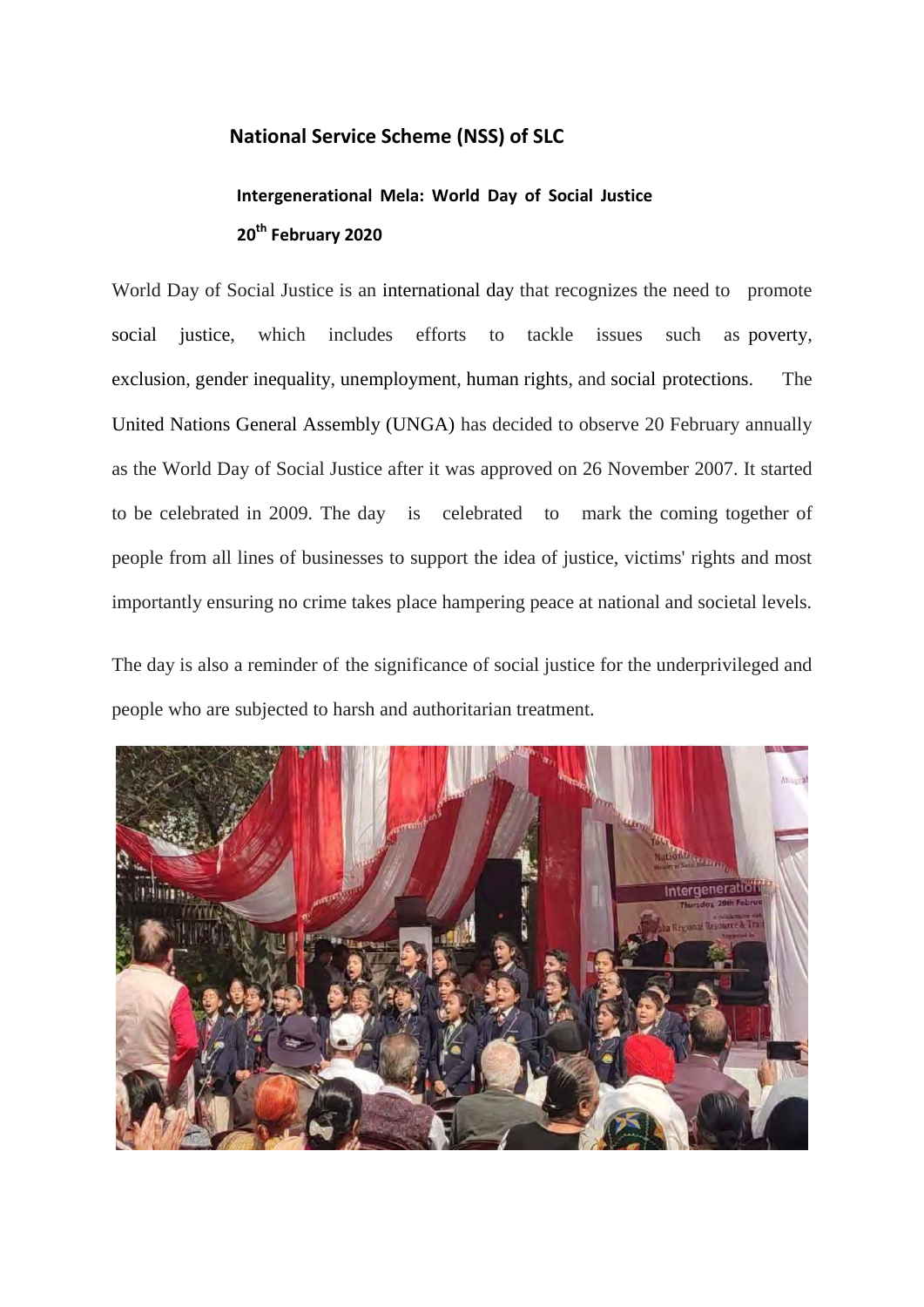## National Service Scheme (NSS) of SLC

### Intergenerational Mela: World Day of Social Justice

### 20th February 2020

World Day of Social Justice is an international day that recognizes the need to promote social justice, which includes efforts to tackle issues such as poverty, exclusion, gender inequality, unemployment, human rights, and social protections. The United Nations General Assembly (UNGA) has decided to observe 20 February annually as the World Day of Social Justice after it was approved on 26 November 2007. It started to be celebrated in 2009. The day is celebrated to mark the coming together of people from all lines of businesses to support the idea of justice, victims' rights and most importantly ensuring no crime takes place hampering peace at national and societal levels.

The day is also a reminder of the significance of social justice for the underprivileged and people who are subjected to harsh and authoritarian treatment.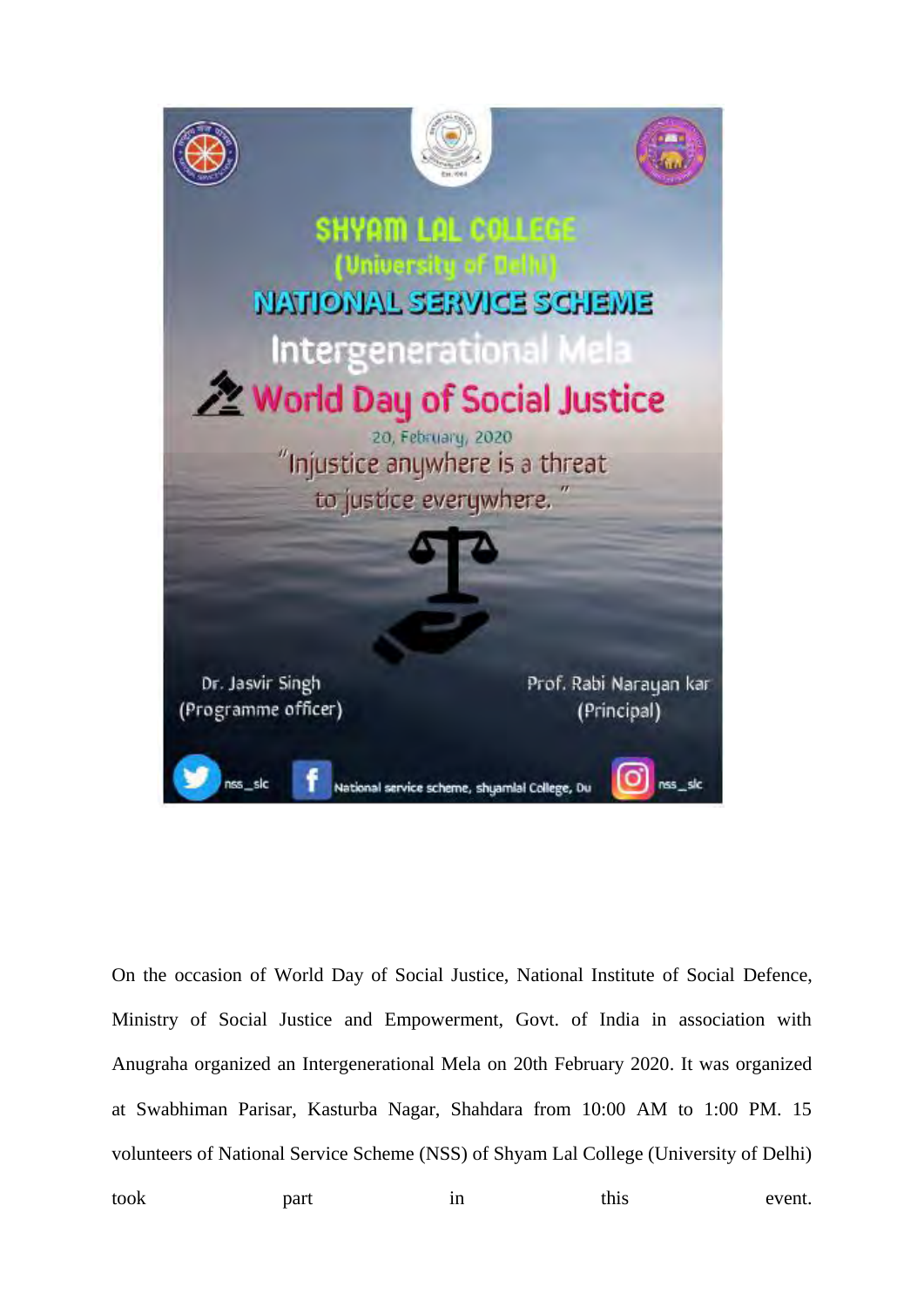SHYAM LAL COLLEGE
(University of Delhi)
NATIONAL SERVICE SCHEME
Intergenerational Mela
World Day of Social Justice
20, February, 2020
"Injustice anywhere is a threat to justice everywhere."

Dr. Jasvir Singh
(Programme officer)

Prof. Rabi Narayan kar
(Principal)

nss_slc
National service scheme, shyamlal College, Du
nss_slc

On the occasion of World Day of Social Justice, National Institute of Social Defence, Ministry of Social Justice and Empowerment, Govt. of India in association with Anugraha organized an Intergenerational Mela on 20th February 2020. It was organized at Swabhiman Parisar, Kasturba Nagar, Shahdara from 10:00 AM to 1:00 PM. 15 volunteers of National Service Scheme (NSS) of Shyam Lal College (University of Delhi) took part in this event.